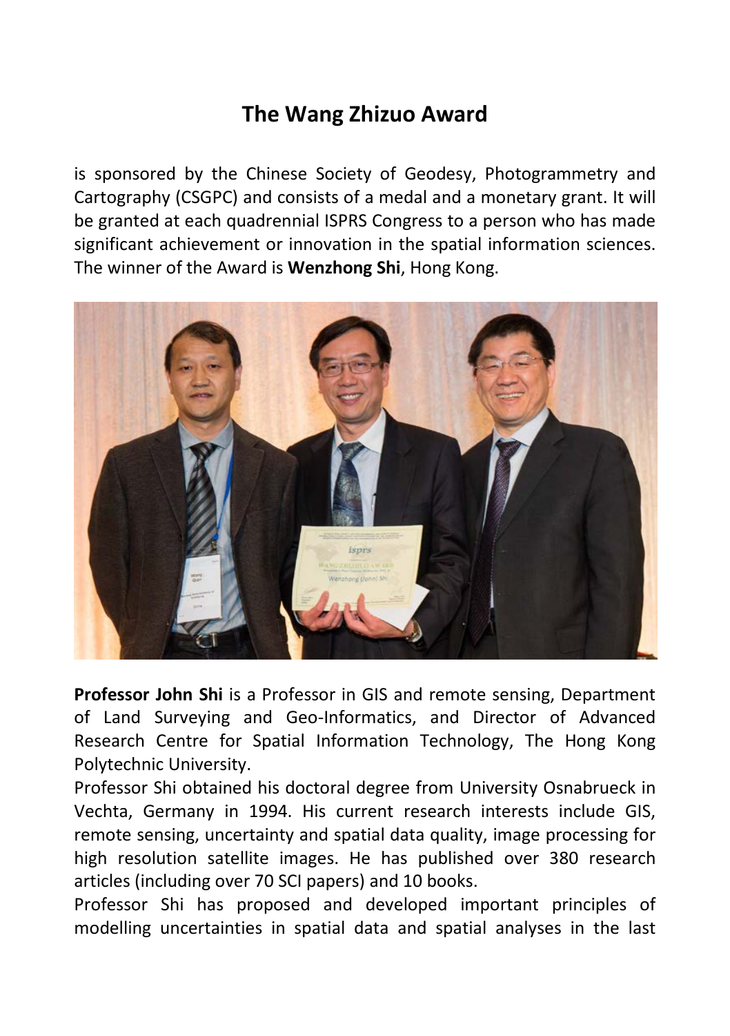# The Wang Zhizuo Award

is sponsored by the Chinese Society of Geodesy, Photogrammetry and Cartography (CSGPC) and consists of a medal and a monetary grant. It will be granted at each quadrennial ISPRS Congress to a person who has made significant achievement or innovation in the spatial information sciences. The winner of the Award is **Wenzhong Shi**, Hong Kong.

**Professor John Shi** is a Professor in GIS and remote sensing, Department of Land Surveying and Geo-Informatics, and Director of Advanced Research Centre for Spatial Information Technology, The Hong Kong Polytechnic University.

Professor Shi obtained his doctoral degree from University Osnabrueck in Vechta, Germany in 1994. His current research interests include GIS, remote sensing, uncertainty and spatial data quality, image processing for high resolution satellite images. He has published over 380 research articles (including over 70 SCI papers) and 10 books.

Professor Shi has proposed and developed important principles of modelling uncertainties in spatial data and spatial analyses in the last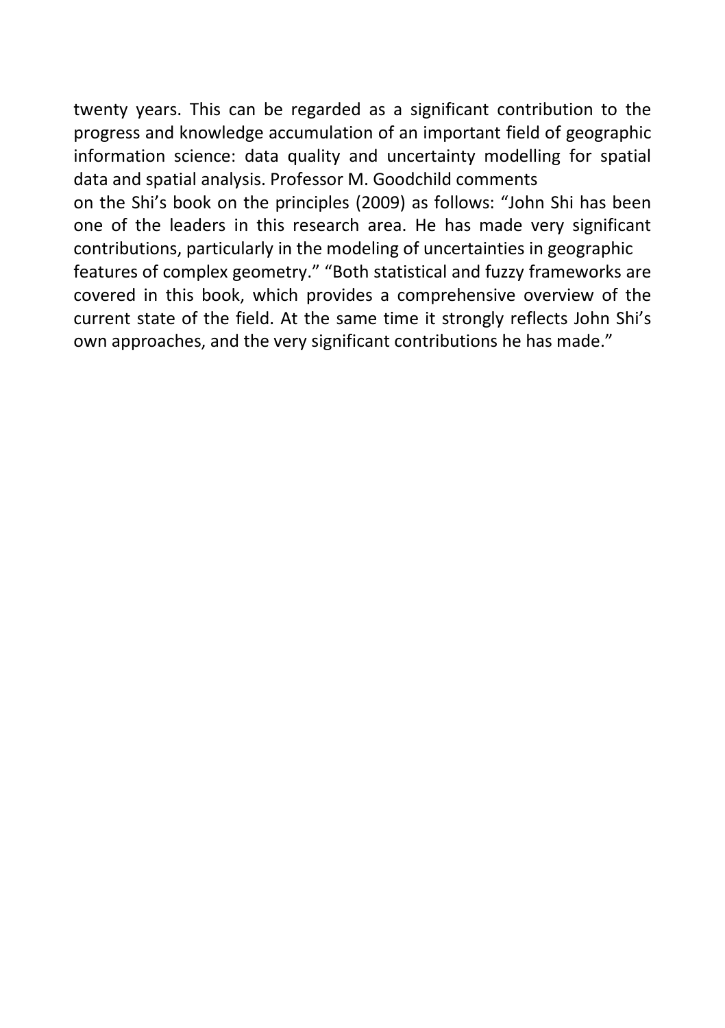twenty years. This can be regarded as a significant contribution to the progress and knowledge accumulation of an important field of geographic information science: data quality and uncertainty modelling for spatial data and spatial analysis. Professor M. Goodchild comments on the Shi's book on the principles (2009) as follows: "John Shi has been one of the leaders in this research area. He has made very significant contributions, particularly in the modeling of uncertainties in geographic features of complex geometry." "Both statistical and fuzzy frameworks are covered in this book, which provides a comprehensive overview of the current state of the field. At the same time it strongly reflects John Shi's own approaches, and the very significant contributions he has made."